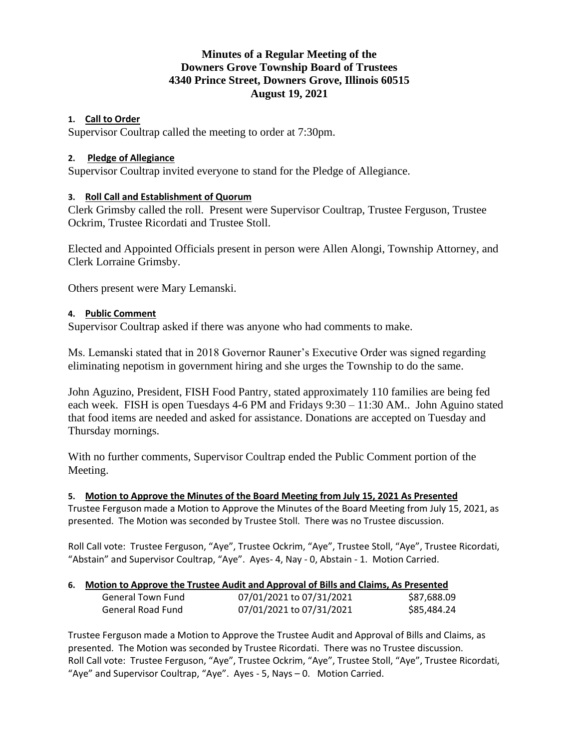# Minutes of a Regular Meeting of the Downers Grove Township Board of Trustees 4340 Prince Street, Downers Grove, Illinois 60515 August 19, 2021

**1. Call to Order**

Supervisor Coultrap called the meeting to order at 7:30pm.

**2. Pledge of Allegiance**

Supervisor Coultrap invited everyone to stand for the Pledge of Allegiance.

**3. Roll Call and Establishment of Quorum**

Clerk Grimsby called the roll. Present were Supervisor Coultrap, Trustee Ferguson, Trustee Ockrim, Trustee Ricordati and Trustee Stoll.

Elected and Appointed Officials present in person were Allen Alongi, Township Attorney, and Clerk Lorraine Grimsby.

Others present were Mary Lemanski.

**4. Public Comment**

Supervisor Coultrap asked if there was anyone who had comments to make.

Ms. Lemanski stated that in 2018 Governor Rauner's Executive Order was signed regarding eliminating nepotism in government hiring and she urges the Township to do the same.

John Aguzino, President, FISH Food Pantry, stated approximately 110 families are being fed each week. FISH is open Tuesdays 4-6 PM and Fridays 9:30 – 11:30 AM.. John Aguino stated that food items are needed and asked for assistance. Donations are accepted on Tuesday and Thursday mornings.

With no further comments, Supervisor Coultrap ended the Public Comment portion of the Meeting.

**5. Motion to Approve the Minutes of the Board Meeting from July 15, 2021 As Presented**

Trustee Ferguson made a Motion to Approve the Minutes of the Board Meeting from July 15, 2021, as presented. The Motion was seconded by Trustee Stoll. There was no Trustee discussion.

Roll Call vote: Trustee Ferguson, "Aye", Trustee Ockrim, "Aye", Trustee Stoll, "Aye", Trustee Ricordati, "Abstain" and Supervisor Coultrap, "Aye". Ayes- 4, Nay - 0, Abstain - 1. Motion Carried.

**6. Motion to Approve the Trustee Audit and Approval of Bills and Claims, As Presented**

| | | |
|---|---|---|
| General Town Fund | 07/01/2021 to 07/31/2021 | \$87,688.09 |
| General Road Fund | 07/01/2021 to 07/31/2021 | \$85,484.24 |

Trustee Ferguson made a Motion to Approve the Trustee Audit and Approval of Bills and Claims, as presented. The Motion was seconded by Trustee Ricordati. There was no Trustee discussion.
Roll Call vote: Trustee Ferguson, "Aye", Trustee Ockrim, "Aye", Trustee Stoll, "Aye", Trustee Ricordati, "Aye" and Supervisor Coultrap, "Aye". Ayes - 5, Nays – 0. Motion Carried.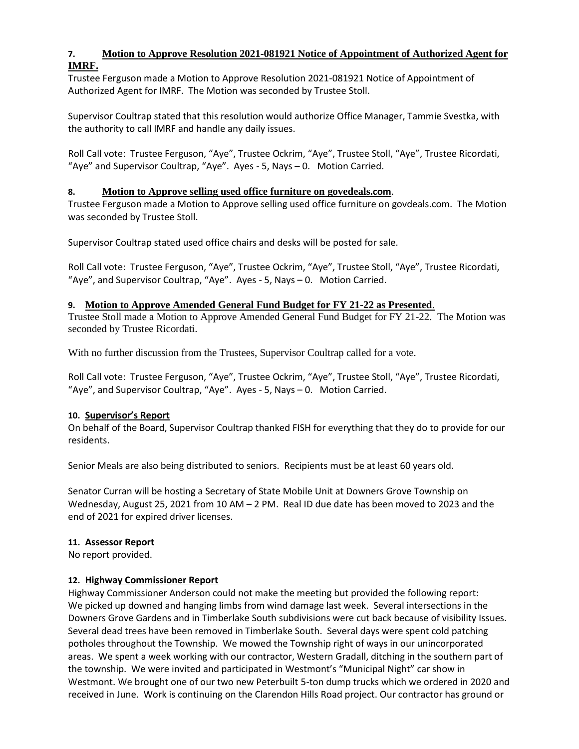**7. Motion to Approve Resolution 2021-081921 Notice of Appointment of Authorized Agent for IMRF.**

Trustee Ferguson made a Motion to Approve Resolution 2021-081921 Notice of Appointment of Authorized Agent for IMRF. The Motion was seconded by Trustee Stoll.

Supervisor Coultrap stated that this resolution would authorize Office Manager, Tammie Svestka, with the authority to call IMRF and handle any daily issues.

Roll Call vote: Trustee Ferguson, "Aye", Trustee Ockrim, "Aye", Trustee Stoll, "Aye", Trustee Ricordati, "Aye" and Supervisor Coultrap, "Aye". Ayes - 5, Nays – 0. Motion Carried.

**8. Motion to Approve selling used office furniture on govedeals.com.**

Trustee Ferguson made a Motion to Approve selling used office furniture on govdeals.com. The Motion was seconded by Trustee Stoll.

Supervisor Coultrap stated used office chairs and desks will be posted for sale.

Roll Call vote: Trustee Ferguson, "Aye", Trustee Ockrim, "Aye", Trustee Stoll, "Aye", Trustee Ricordati, "Aye", and Supervisor Coultrap, "Aye". Ayes - 5, Nays – 0. Motion Carried.

**9. Motion to Approve Amended General Fund Budget for FY 21-22 as Presented.**

Trustee Stoll made a Motion to Approve Amended General Fund Budget for FY 21-22. The Motion was seconded by Trustee Ricordati.

With no further discussion from the Trustees, Supervisor Coultrap called for a vote.

Roll Call vote: Trustee Ferguson, "Aye", Trustee Ockrim, "Aye", Trustee Stoll, "Aye", Trustee Ricordati, "Aye", and Supervisor Coultrap, "Aye". Ayes - 5, Nays – 0. Motion Carried.

**10. Supervisor's Report**

On behalf of the Board, Supervisor Coultrap thanked FISH for everything that they do to provide for our residents.

Senior Meals are also being distributed to seniors. Recipients must be at least 60 years old.

Senator Curran will be hosting a Secretary of State Mobile Unit at Downers Grove Township on Wednesday, August 25, 2021 from 10 AM – 2 PM. Real ID due date has been moved to 2023 and the end of 2021 for expired driver licenses.

**11. Assessor Report**

No report provided.

**12. Highway Commissioner Report**

Highway Commissioner Anderson could not make the meeting but provided the following report: We picked up downed and hanging limbs from wind damage last week. Several intersections in the Downers Grove Gardens and in Timberlake South subdivisions were cut back because of visibility Issues. Several dead trees have been removed in Timberlake South. Several days were spent cold patching potholes throughout the Township. We mowed the Township right of ways in our unincorporated areas. We spent a week working with our contractor, Western Gradall, ditching in the southern part of the township. We were invited and participated in Westmont's "Municipal Night" car show in Westmont. We brought one of our two new Peterbuilt 5-ton dump trucks which we ordered in 2020 and received in June. Work is continuing on the Clarendon Hills Road project. Our contractor has ground or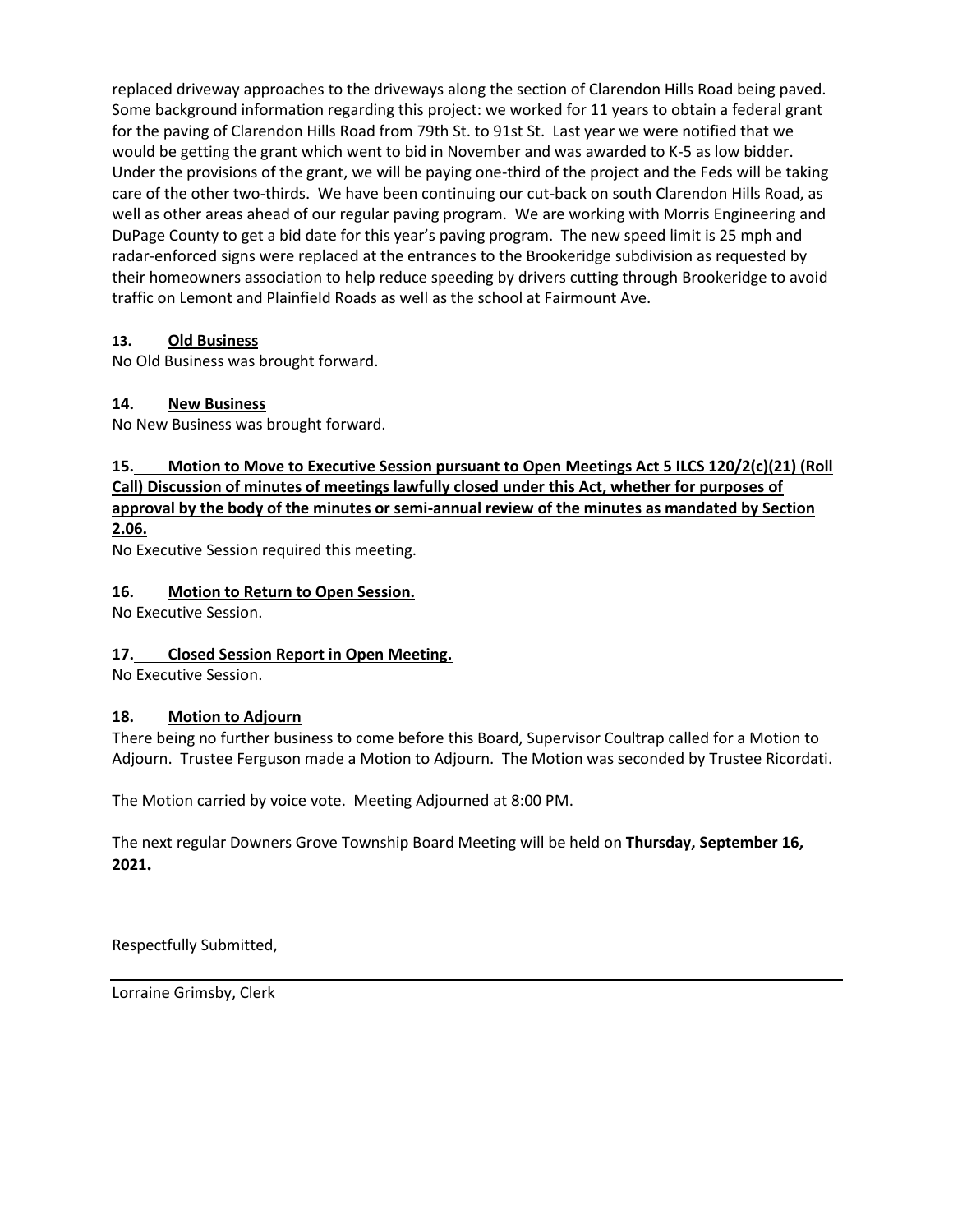replaced driveway approaches to the driveways along the section of Clarendon Hills Road being paved. Some background information regarding this project: we worked for 11 years to obtain a federal grant for the paving of Clarendon Hills Road from 79th St. to 91st St. Last year we were notified that we would be getting the grant which went to bid in November and was awarded to K-5 as low bidder. Under the provisions of the grant, we will be paying one-third of the project and the Feds will be taking care of the other two-thirds. We have been continuing our cut-back on south Clarendon Hills Road, as well as other areas ahead of our regular paving program. We are working with Morris Engineering and DuPage County to get a bid date for this year's paving program. The new speed limit is 25 mph and radar-enforced signs were replaced at the entrances to the Brookeridge subdivision as requested by their homeowners association to help reduce speeding by drivers cutting through Brookeridge to avoid traffic on Lemont and Plainfield Roads as well as the school at Fairmount Ave.

**13. Old Business**

No Old Business was brought forward.

**14. New Business**

No New Business was brought forward.

**15. Motion to Move to Executive Session pursuant to Open Meetings Act 5 ILCS 120/2(c)(21) (Roll Call) Discussion of minutes of meetings lawfully closed under this Act, whether for purposes of approval by the body of the minutes or semi-annual review of the minutes as mandated by Section 2.06.**

No Executive Session required this meeting.

**16. Motion to Return to Open Session.**

No Executive Session.

**17. Closed Session Report in Open Meeting.**

No Executive Session.

**18. Motion to Adjourn**

There being no further business to come before this Board, Supervisor Coultrap called for a Motion to Adjourn. Trustee Ferguson made a Motion to Adjourn. The Motion was seconded by Trustee Ricordati.

The Motion carried by voice vote. Meeting Adjourned at 8:00 PM.

The next regular Downers Grove Township Board Meeting will be held on **Thursday, September 16, 2021.**

Respectfully Submitted,

Lorraine Grimsby, Clerk